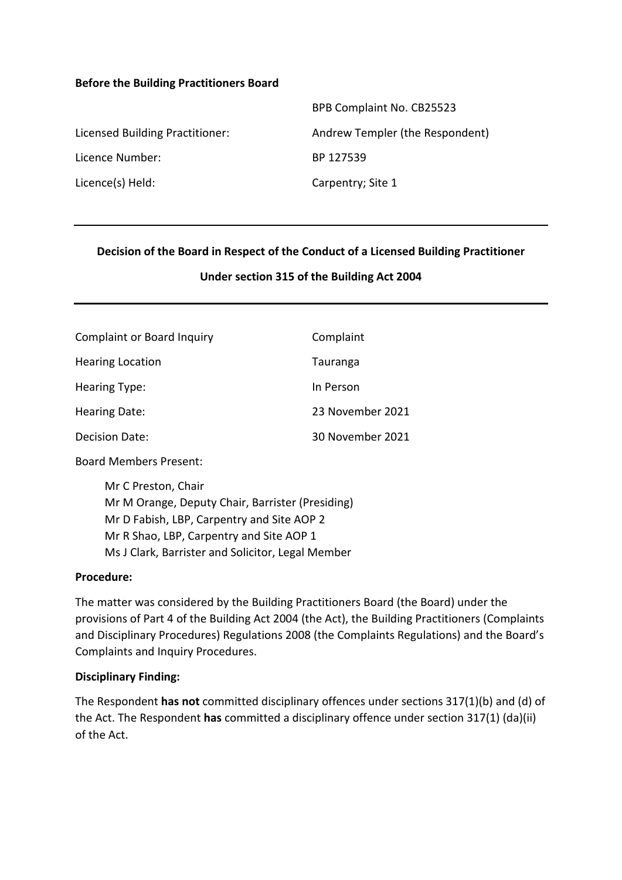**Before the Building Practitioners Board**

| | |
|---|---|
| | BPB Complaint No. CB25523 |
| Licensed Building Practitioner: | Andrew Templer (the Respondent) |
| Licence Number: | BP 127539 |
| Licence(s) Held: | Carpentry; Site 1 |

---

**Decision of the Board in Respect of the Conduct of a Licensed Building Practitioner**

**Under section 315 of the Building Act 2004**

---

| | |
|---|---|
| Complaint or Board Inquiry | Complaint |
| Hearing Location | Tauranga |
| Hearing Type: | In Person |
| Hearing Date: | 23 November 2021 |
| Decision Date: | 30 November 2021 |

Board Members Present:

Mr C Preston, Chair
Mr M Orange, Deputy Chair, Barrister (Presiding)
Mr D Fabish, LBP, Carpentry and Site AOP 2
Mr R Shao, LBP, Carpentry and Site AOP 1
Ms J Clark, Barrister and Solicitor, Legal Member

**Procedure:**

The matter was considered by the Building Practitioners Board (the Board) under the provisions of Part 4 of the Building Act 2004 (the Act), the Building Practitioners (Complaints and Disciplinary Procedures) Regulations 2008 (the Complaints Regulations) and the Board's Complaints and Inquiry Procedures.

**Disciplinary Finding:**

The Respondent **has not** committed disciplinary offences under sections 317(1)(b) and (d) of the Act. The Respondent **has** committed a disciplinary offence under section 317(1) (da)(ii) of the Act.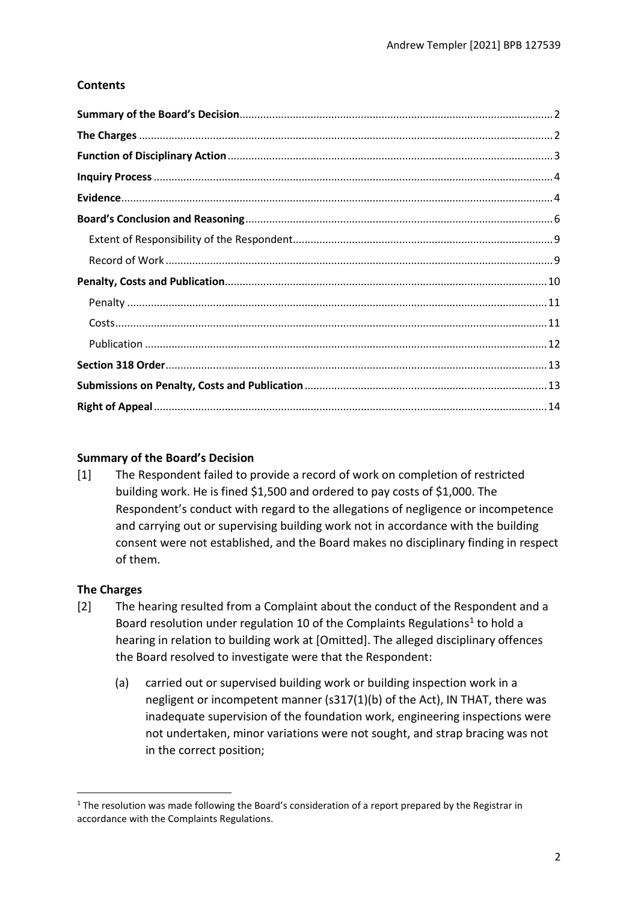## Contents

| | |
|---|---|
| **Summary of the Board's Decision** | 2 |
| **The Charges** | 2 |
| **Function of Disciplinary Action** | 3 |
| **Inquiry Process** | 4 |
| **Evidence** | 4 |
| **Board's Conclusion and Reasoning** | 6 |
| Extent of Responsibility of the Respondent | 9 |
| Record of Work | 9 |
| **Penalty, Costs and Publication** | 10 |
| Penalty | 11 |
| Costs | 11 |
| Publication | 12 |
| **Section 318 Order** | 13 |
| **Submissions on Penalty, Costs and Publication** | 13 |
| **Right of Appeal** | 14 |

## Summary of the Board's Decision

[1] The Respondent failed to provide a record of work on completion of restricted building work. He is fined $1,500 and ordered to pay costs of $1,000. The Respondent's conduct with regard to the allegations of negligence or incompetence and carrying out or supervising building work not in accordance with the building consent were not established, and the Board makes no disciplinary finding in respect of them.

## The Charges

[2] The hearing resulted from a Complaint about the conduct of the Respondent and a Board resolution under regulation 10 of the Complaints Regulations[1] to hold a hearing in relation to building work at [Omitted]. The alleged disciplinary offences the Board resolved to investigate were that the Respondent:

(a) carried out or supervised building work or building inspection work in a negligent or incompetent manner (s317(1)(b) of the Act), IN THAT, there was inadequate supervision of the foundation work, engineering inspections were not undertaken, minor variations were not sought, and strap bracing was not in the correct position;

---

[1] The resolution was made following the Board's consideration of a report prepared by the Registrar in accordance with the Complaints Regulations.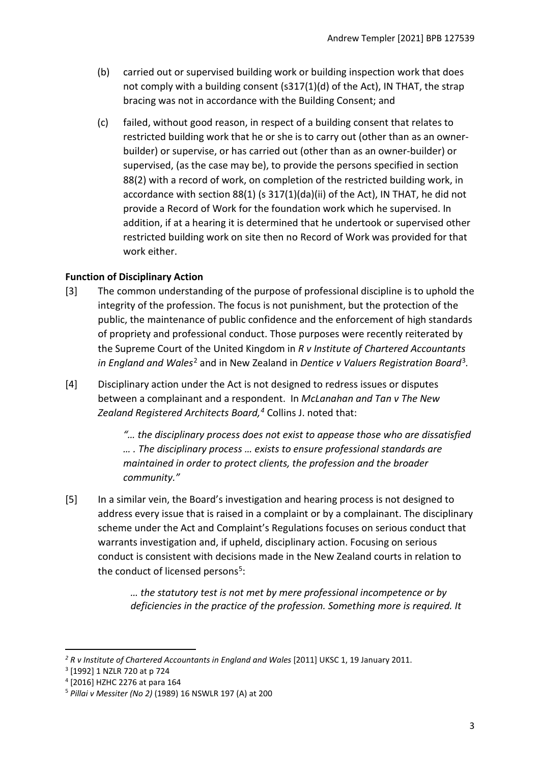(b) carried out or supervised building work or building inspection work that does not comply with a building consent (s317(1)(d) of the Act), IN THAT, the strap bracing was not in accordance with the Building Consent; and

(c) failed, without good reason, in respect of a building consent that relates to restricted building work that he or she is to carry out (other than as an owner-builder) or supervise, or has carried out (other than as an owner-builder) or supervised, (as the case may be), to provide the persons specified in section 88(2) with a record of work, on completion of the restricted building work, in accordance with section 88(1) (s 317(1)(da)(ii) of the Act), IN THAT, he did not provide a Record of Work for the foundation work which he supervised. In addition, if at a hearing it is determined that he undertook or supervised other restricted building work on site then no Record of Work was provided for that work either.

**Function of Disciplinary Action**

[3] The common understanding of the purpose of professional discipline is to uphold the integrity of the profession. The focus is not punishment, but the protection of the public, the maintenance of public confidence and the enforcement of high standards of propriety and professional conduct. Those purposes were recently reiterated by the Supreme Court of the United Kingdom in *R v Institute of Chartered Accountants in England and Wales*[2] and in New Zealand in *Dentice v Valuers Registration Board*[3].

[4] Disciplinary action under the Act is not designed to redress issues or disputes between a complainant and a respondent. In *McLanahan and Tan v The New Zealand Registered Architects Board,*[4] Collins J. noted that:

> *"… the disciplinary process does not exist to appease those who are dissatisfied … . The disciplinary process … exists to ensure professional standards are maintained in order to protect clients, the profession and the broader community."*

[5] In a similar vein, the Board's investigation and hearing process is not designed to address every issue that is raised in a complaint or by a complainant. The disciplinary scheme under the Act and Complaint's Regulations focuses on serious conduct that warrants investigation and, if upheld, disciplinary action. Focusing on serious conduct is consistent with decisions made in the New Zealand courts in relation to the conduct of licensed persons[5]:

> *… the statutory test is not met by mere professional incompetence or by deficiencies in the practice of the profession. Something more is required. It*

---

[2] *R v Institute of Chartered Accountants in England and Wales* [2011] UKSC 1, 19 January 2011.

[3] [1992] 1 NZLR 720 at p 724

[4] [2016] HZHC 2276 at para 164

[5] *Pillai v Messiter (No 2)* (1989) 16 NSWLR 197 (A) at 200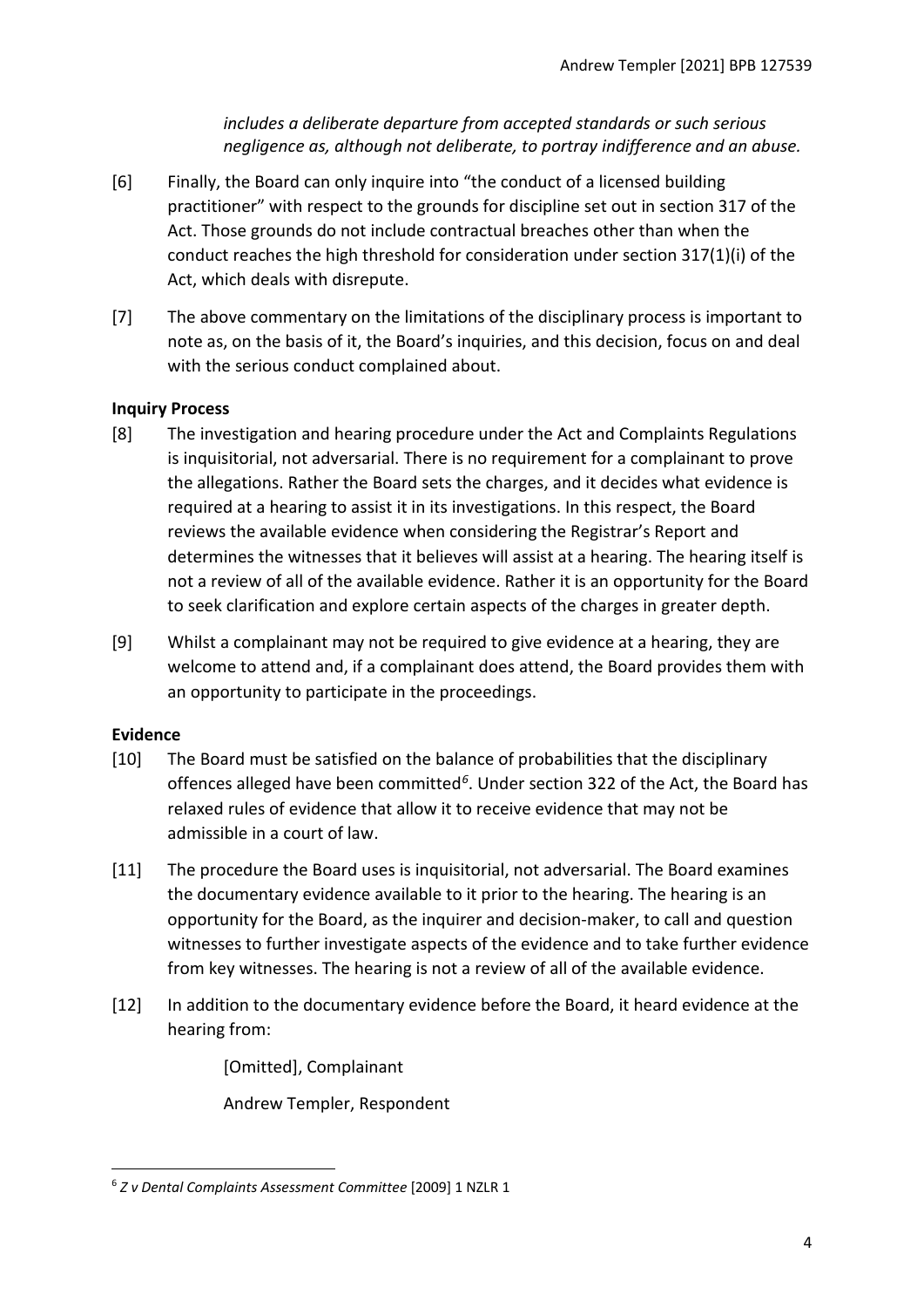*includes a deliberate departure from accepted standards or such serious negligence as, although not deliberate, to portray indifference and an abuse.*

[6] Finally, the Board can only inquire into "the conduct of a licensed building practitioner" with respect to the grounds for discipline set out in section 317 of the Act. Those grounds do not include contractual breaches other than when the conduct reaches the high threshold for consideration under section 317(1)(i) of the Act, which deals with disrepute.

[7] The above commentary on the limitations of the disciplinary process is important to note as, on the basis of it, the Board's inquiries, and this decision, focus on and deal with the serious conduct complained about.

**Inquiry Process**

[8] The investigation and hearing procedure under the Act and Complaints Regulations is inquisitorial, not adversarial. There is no requirement for a complainant to prove the allegations. Rather the Board sets the charges, and it decides what evidence is required at a hearing to assist it in its investigations. In this respect, the Board reviews the available evidence when considering the Registrar's Report and determines the witnesses that it believes will assist at a hearing. The hearing itself is not a review of all of the available evidence. Rather it is an opportunity for the Board to seek clarification and explore certain aspects of the charges in greater depth.

[9] Whilst a complainant may not be required to give evidence at a hearing, they are welcome to attend and, if a complainant does attend, the Board provides them with an opportunity to participate in the proceedings.

**Evidence**

[10] The Board must be satisfied on the balance of probabilities that the disciplinary offences alleged have been committed[6]. Under section 322 of the Act, the Board has relaxed rules of evidence that allow it to receive evidence that may not be admissible in a court of law.

[11] The procedure the Board uses is inquisitorial, not adversarial. The Board examines the documentary evidence available to it prior to the hearing. The hearing is an opportunity for the Board, as the inquirer and decision-maker, to call and question witnesses to further investigate aspects of the evidence and to take further evidence from key witnesses. The hearing is not a review of all of the available evidence.

[12] In addition to the documentary evidence before the Board, it heard evidence at the hearing from:

[Omitted], Complainant

Andrew Templer, Respondent

---

[6] *Z v Dental Complaints Assessment Committee* [2009] 1 NZLR 1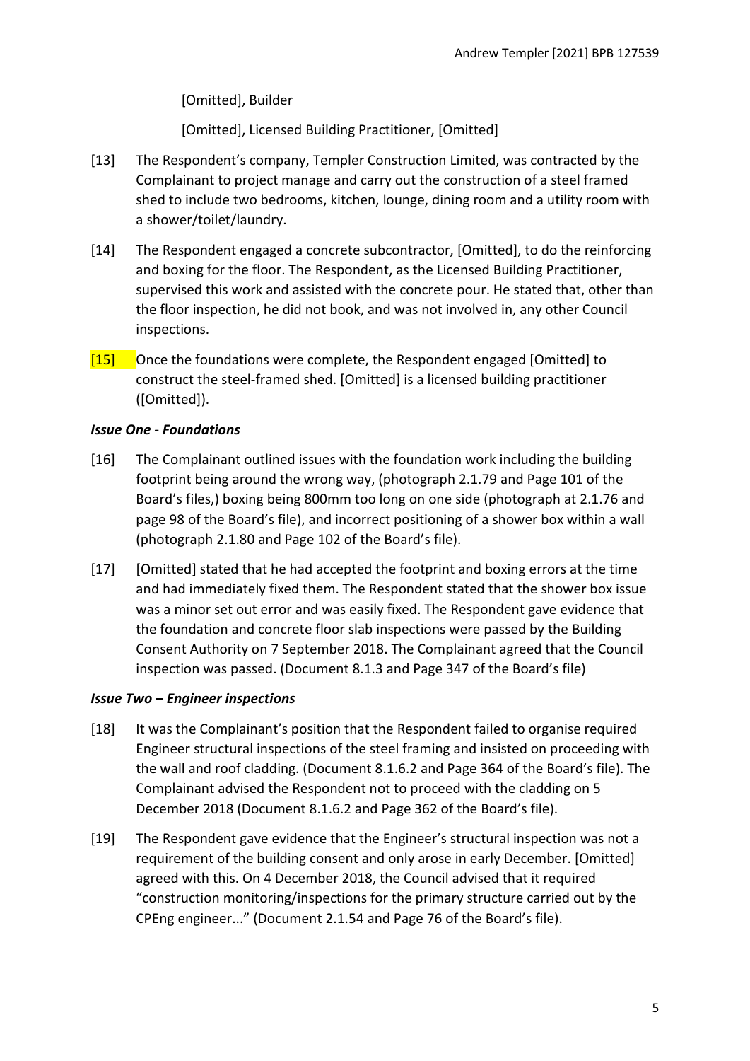[Omitted], Builder

[Omitted], Licensed Building Practitioner, [Omitted]

[13] The Respondent's company, Templer Construction Limited, was contracted by the Complainant to project manage and carry out the construction of a steel framed shed to include two bedrooms, kitchen, lounge, dining room and a utility room with a shower/toilet/laundry.

[14] The Respondent engaged a concrete subcontractor, [Omitted], to do the reinforcing and boxing for the floor. The Respondent, as the Licensed Building Practitioner, supervised this work and assisted with the concrete pour. He stated that, other than the floor inspection, he did not book, and was not involved in, any other Council inspections.

[15] Once the foundations were complete, the Respondent engaged [Omitted] to construct the steel-framed shed. [Omitted] is a licensed building practitioner ([Omitted]).

### *Issue One - Foundations*

[16] The Complainant outlined issues with the foundation work including the building footprint being around the wrong way, (photograph 2.1.79 and Page 101 of the Board's files,) boxing being 800mm too long on one side (photograph at 2.1.76 and page 98 of the Board's file), and incorrect positioning of a shower box within a wall (photograph 2.1.80 and Page 102 of the Board's file).

[17] [Omitted] stated that he had accepted the footprint and boxing errors at the time and had immediately fixed them. The Respondent stated that the shower box issue was a minor set out error and was easily fixed. The Respondent gave evidence that the foundation and concrete floor slab inspections were passed by the Building Consent Authority on 7 September 2018. The Complainant agreed that the Council inspection was passed. (Document 8.1.3 and Page 347 of the Board's file)

### *Issue Two – Engineer inspections*

[18] It was the Complainant's position that the Respondent failed to organise required Engineer structural inspections of the steel framing and insisted on proceeding with the wall and roof cladding. (Document 8.1.6.2 and Page 364 of the Board's file). The Complainant advised the Respondent not to proceed with the cladding on 5 December 2018 (Document 8.1.6.2 and Page 362 of the Board's file).

[19] The Respondent gave evidence that the Engineer's structural inspection was not a requirement of the building consent and only arose in early December. [Omitted] agreed with this. On 4 December 2018, the Council advised that it required "construction monitoring/inspections for the primary structure carried out by the CPEng engineer..." (Document 2.1.54 and Page 76 of the Board's file).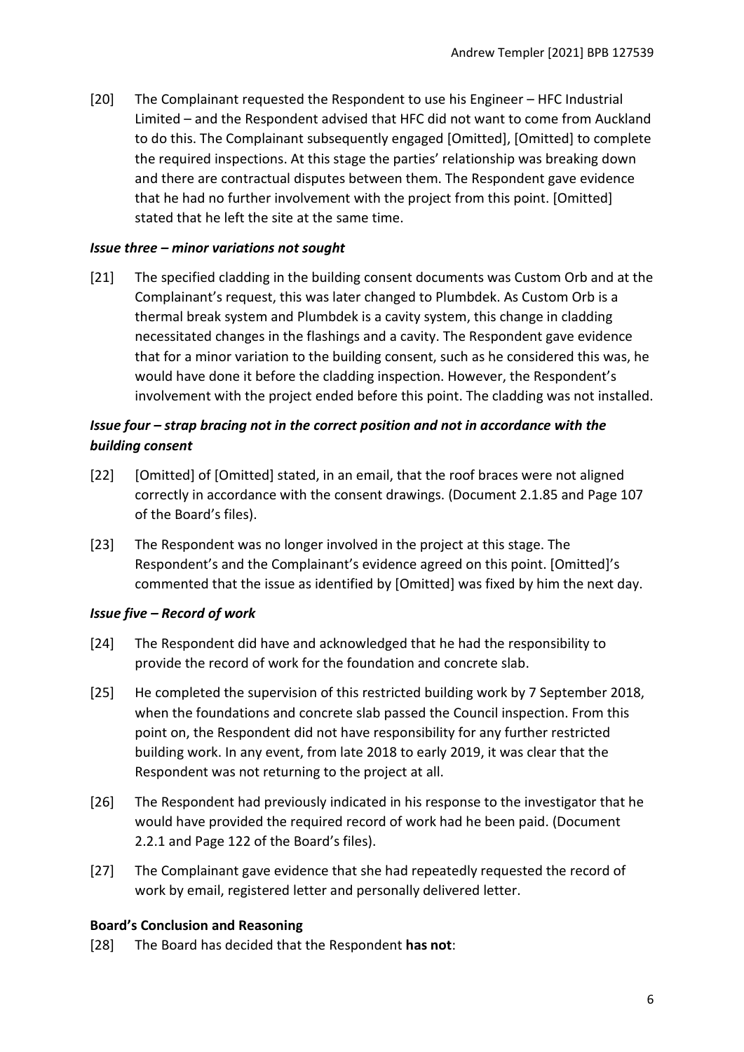[20] The Complainant requested the Respondent to use his Engineer – HFC Industrial Limited – and the Respondent advised that HFC did not want to come from Auckland to do this. The Complainant subsequently engaged [Omitted], [Omitted] to complete the required inspections. At this stage the parties' relationship was breaking down and there are contractual disputes between them. The Respondent gave evidence that he had no further involvement with the project from this point. [Omitted] stated that he left the site at the same time.

### *Issue three – minor variations not sought*

[21] The specified cladding in the building consent documents was Custom Orb and at the Complainant's request, this was later changed to Plumbdek. As Custom Orb is a thermal break system and Plumbdek is a cavity system, this change in cladding necessitated changes in the flashings and a cavity. The Respondent gave evidence that for a minor variation to the building consent, such as he considered this was, he would have done it before the cladding inspection. However, the Respondent's involvement with the project ended before this point. The cladding was not installed.

### *Issue four – strap bracing not in the correct position and not in accordance with the building consent*

[22] [Omitted] of [Omitted] stated, in an email, that the roof braces were not aligned correctly in accordance with the consent drawings. (Document 2.1.85 and Page 107 of the Board's files).

[23] The Respondent was no longer involved in the project at this stage. The Respondent's and the Complainant's evidence agreed on this point. [Omitted]'s commented that the issue as identified by [Omitted] was fixed by him the next day.

### *Issue five – Record of work*

[24] The Respondent did have and acknowledged that he had the responsibility to provide the record of work for the foundation and concrete slab.

[25] He completed the supervision of this restricted building work by 7 September 2018, when the foundations and concrete slab passed the Council inspection. From this point on, the Respondent did not have responsibility for any further restricted building work. In any event, from late 2018 to early 2019, it was clear that the Respondent was not returning to the project at all.

[26] The Respondent had previously indicated in his response to the investigator that he would have provided the required record of work had he been paid. (Document 2.2.1 and Page 122 of the Board's files).

[27] The Complainant gave evidence that she had repeatedly requested the record of work by email, registered letter and personally delivered letter.

## Board's Conclusion and Reasoning

[28] The Board has decided that the Respondent **has not**: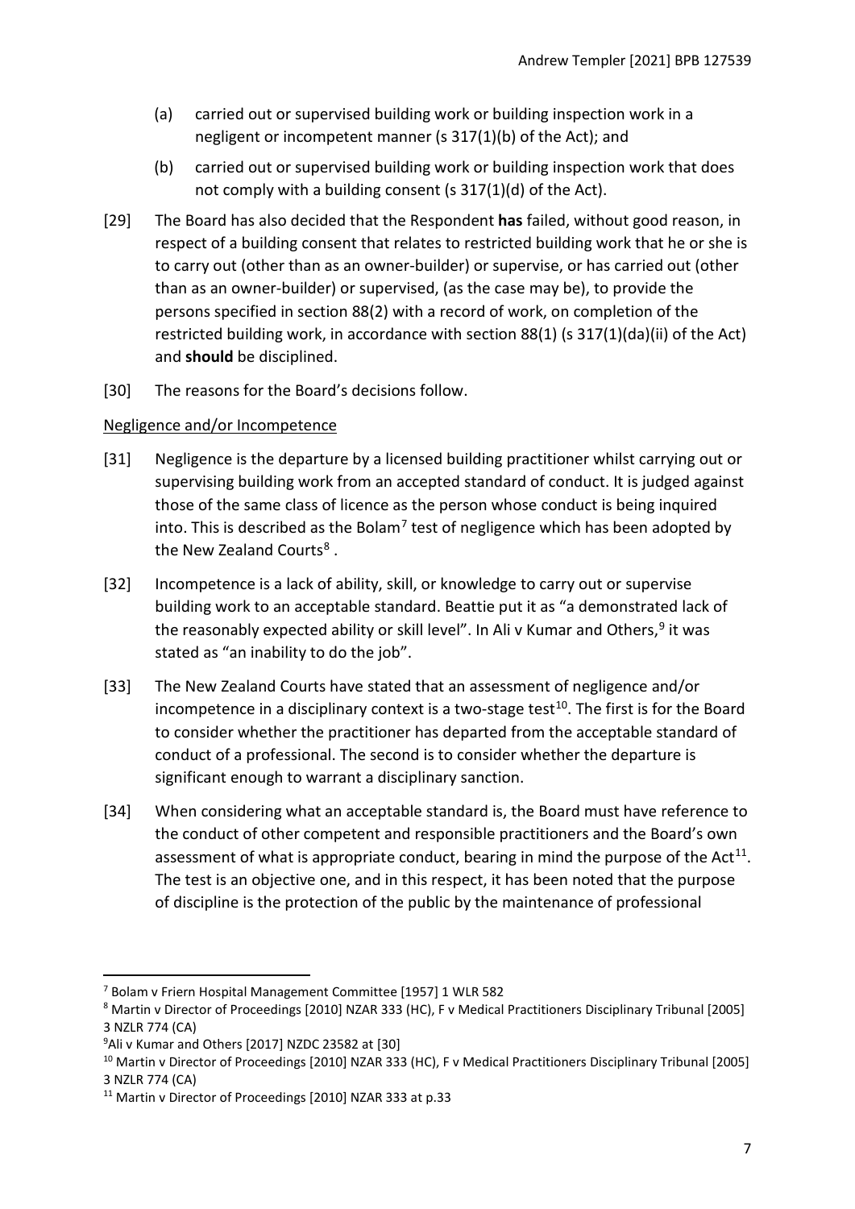(a) carried out or supervised building work or building inspection work in a negligent or incompetent manner (s 317(1)(b) of the Act); and

(b) carried out or supervised building work or building inspection work that does not comply with a building consent (s 317(1)(d) of the Act).

[29] The Board has also decided that the Respondent **has** failed, without good reason, in respect of a building consent that relates to restricted building work that he or she is to carry out (other than as an owner-builder) or supervise, or has carried out (other than as an owner-builder) or supervised, (as the case may be), to provide the persons specified in section 88(2) with a record of work, on completion of the restricted building work, in accordance with section 88(1) (s 317(1)(da)(ii) of the Act) and **should** be disciplined.

[30] The reasons for the Board's decisions follow.

Negligence and/or Incompetence

[31] Negligence is the departure by a licensed building practitioner whilst carrying out or supervising building work from an accepted standard of conduct. It is judged against those of the same class of licence as the person whose conduct is being inquired into. This is described as the Bolam[7] test of negligence which has been adopted by the New Zealand Courts[8] .

[32] Incompetence is a lack of ability, skill, or knowledge to carry out or supervise building work to an acceptable standard. Beattie put it as "a demonstrated lack of the reasonably expected ability or skill level". In Ali v Kumar and Others,[9] it was stated as "an inability to do the job".

[33] The New Zealand Courts have stated that an assessment of negligence and/or incompetence in a disciplinary context is a two-stage test[10]. The first is for the Board to consider whether the practitioner has departed from the acceptable standard of conduct of a professional. The second is to consider whether the departure is significant enough to warrant a disciplinary sanction.

[34] When considering what an acceptable standard is, the Board must have reference to the conduct of other competent and responsible practitioners and the Board's own assessment of what is appropriate conduct, bearing in mind the purpose of the Act[11]. The test is an objective one, and in this respect, it has been noted that the purpose of discipline is the protection of the public by the maintenance of professional

---

[7] Bolam v Friern Hospital Management Committee [1957] 1 WLR 582

[8] Martin v Director of Proceedings [2010] NZAR 333 (HC), F v Medical Practitioners Disciplinary Tribunal [2005] 3 NZLR 774 (CA)

[9] Ali v Kumar and Others [2017] NZDC 23582 at [30]

[10] Martin v Director of Proceedings [2010] NZAR 333 (HC), F v Medical Practitioners Disciplinary Tribunal [2005] 3 NZLR 774 (CA)

[11] Martin v Director of Proceedings [2010] NZAR 333 at p.33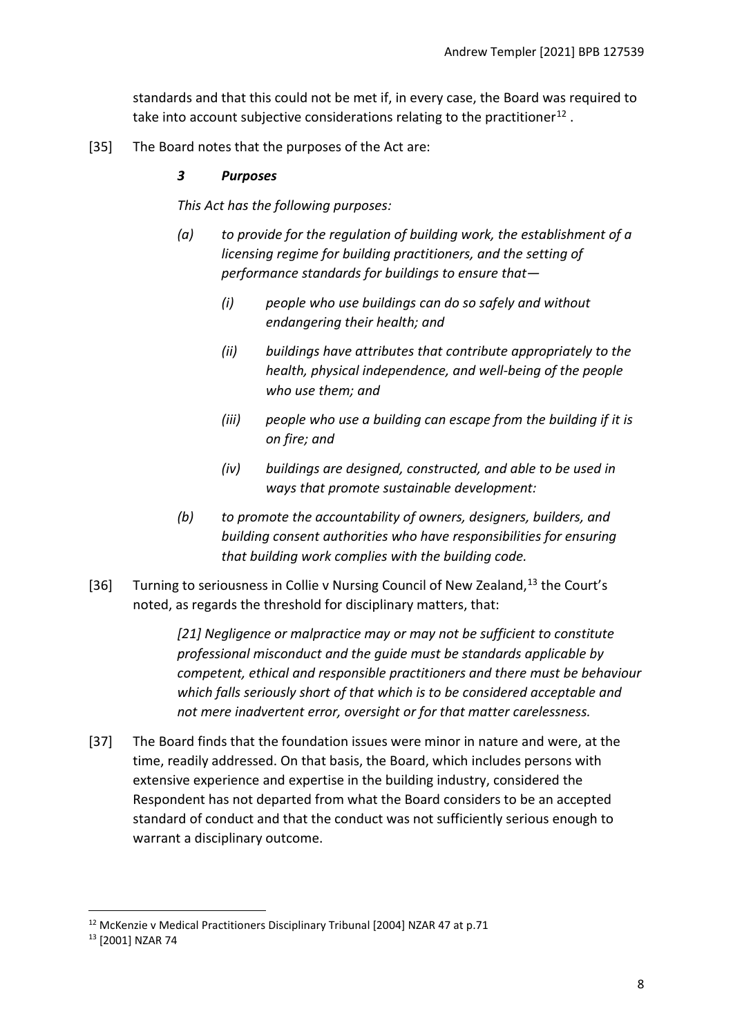standards and that this could not be met if, in every case, the Board was required to take into account subjective considerations relating to the practitioner[12] .

[35] The Board notes that the purposes of the Act are:

> ***3 Purposes***
>
> *This Act has the following purposes:*
>
> *(a) to provide for the regulation of building work, the establishment of a licensing regime for building practitioners, and the setting of performance standards for buildings to ensure that—*
>
> > *(i) people who use buildings can do so safely and without endangering their health; and*
> >
> > *(ii) buildings have attributes that contribute appropriately to the health, physical independence, and well-being of the people who use them; and*
> >
> > *(iii) people who use a building can escape from the building if it is on fire; and*
> >
> > *(iv) buildings are designed, constructed, and able to be used in ways that promote sustainable development:*
>
> *(b) to promote the accountability of owners, designers, builders, and building consent authorities who have responsibilities for ensuring that building work complies with the building code.*

[36] Turning to seriousness in Collie v Nursing Council of New Zealand,[13] the Court's noted, as regards the threshold for disciplinary matters, that:

> *[21] Negligence or malpractice may or may not be sufficient to constitute professional misconduct and the guide must be standards applicable by competent, ethical and responsible practitioners and there must be behaviour which falls seriously short of that which is to be considered acceptable and not mere inadvertent error, oversight or for that matter carelessness.*

[37] The Board finds that the foundation issues were minor in nature and were, at the time, readily addressed. On that basis, the Board, which includes persons with extensive experience and expertise in the building industry, considered the Respondent has not departed from what the Board considers to be an accepted standard of conduct and that the conduct was not sufficiently serious enough to warrant a disciplinary outcome.

---

[12] McKenzie v Medical Practitioners Disciplinary Tribunal [2004] NZAR 47 at p.71

[13] [2001] NZAR 74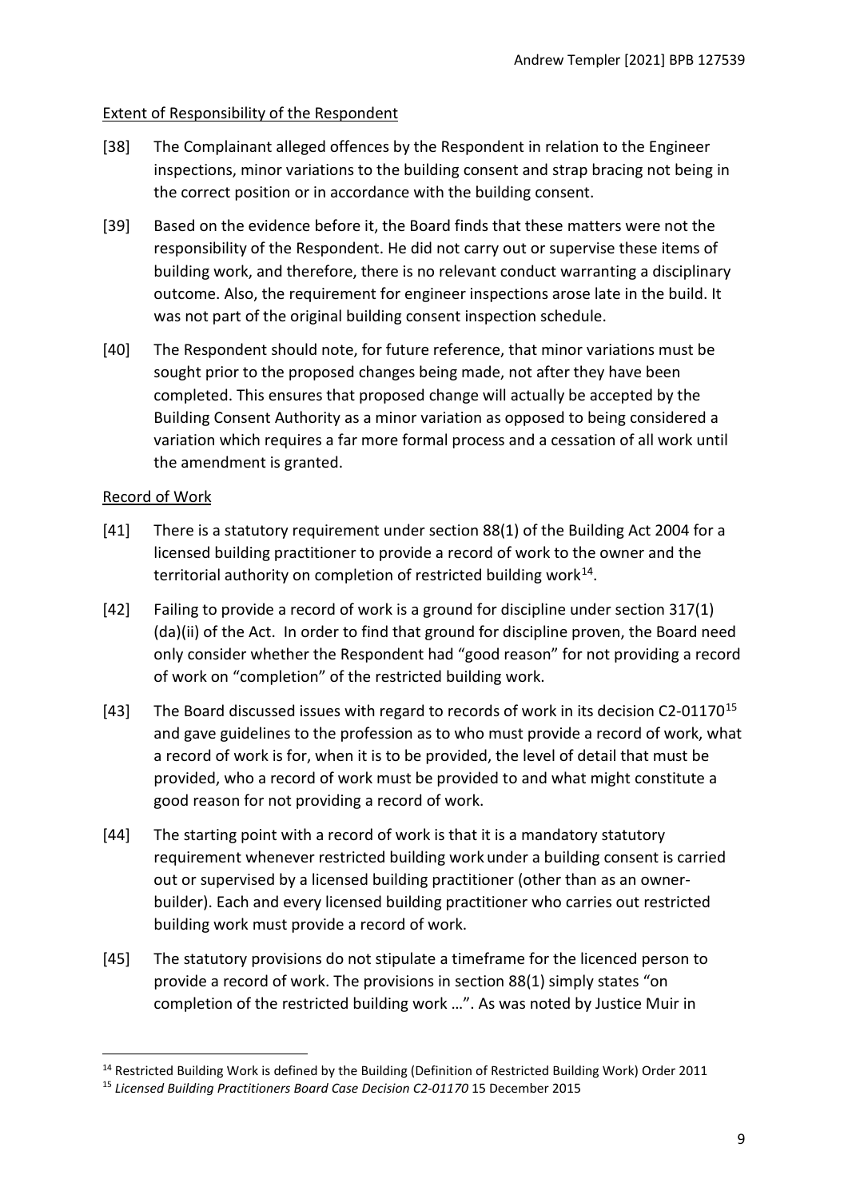Extent of Responsibility of the Respondent

[38] The Complainant alleged offences by the Respondent in relation to the Engineer inspections, minor variations to the building consent and strap bracing not being in the correct position or in accordance with the building consent.

[39] Based on the evidence before it, the Board finds that these matters were not the responsibility of the Respondent. He did not carry out or supervise these items of building work, and therefore, there is no relevant conduct warranting a disciplinary outcome. Also, the requirement for engineer inspections arose late in the build. It was not part of the original building consent inspection schedule.

[40] The Respondent should note, for future reference, that minor variations must be sought prior to the proposed changes being made, not after they have been completed. This ensures that proposed change will actually be accepted by the Building Consent Authority as a minor variation as opposed to being considered a variation which requires a far more formal process and a cessation of all work until the amendment is granted.

Record of Work

[41] There is a statutory requirement under section 88(1) of the Building Act 2004 for a licensed building practitioner to provide a record of work to the owner and the territorial authority on completion of restricted building work[14].

[42] Failing to provide a record of work is a ground for discipline under section 317(1)(da)(ii) of the Act. In order to find that ground for discipline proven, the Board need only consider whether the Respondent had "good reason" for not providing a record of work on "completion" of the restricted building work.

[43] The Board discussed issues with regard to records of work in its decision C2-01170[15] and gave guidelines to the profession as to who must provide a record of work, what a record of work is for, when it is to be provided, the level of detail that must be provided, who a record of work must be provided to and what might constitute a good reason for not providing a record of work.

[44] The starting point with a record of work is that it is a mandatory statutory requirement whenever restricted building work under a building consent is carried out or supervised by a licensed building practitioner (other than as an owner-builder). Each and every licensed building practitioner who carries out restricted building work must provide a record of work.

[45] The statutory provisions do not stipulate a timeframe for the licenced person to provide a record of work. The provisions in section 88(1) simply states "on completion of the restricted building work …". As was noted by Justice Muir in

[14] Restricted Building Work is defined by the Building (Definition of Restricted Building Work) Order 2011

[15] *Licensed Building Practitioners Board Case Decision C2-01170* 15 December 2015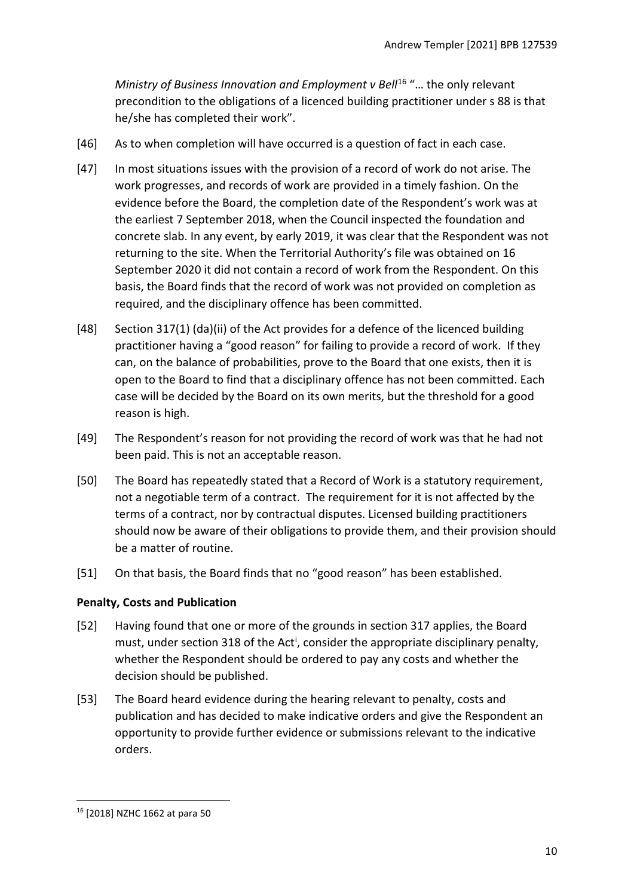*Ministry of Business Innovation and Employment v Bell*[16] "… the only relevant precondition to the obligations of a licenced building practitioner under s 88 is that he/she has completed their work".

[46] As to when completion will have occurred is a question of fact in each case.

[47] In most situations issues with the provision of a record of work do not arise. The work progresses, and records of work are provided in a timely fashion. On the evidence before the Board, the completion date of the Respondent's work was at the earliest 7 September 2018, when the Council inspected the foundation and concrete slab. In any event, by early 2019, it was clear that the Respondent was not returning to the site. When the Territorial Authority's file was obtained on 16 September 2020 it did not contain a record of work from the Respondent. On this basis, the Board finds that the record of work was not provided on completion as required, and the disciplinary offence has been committed.

[48] Section 317(1) (da)(ii) of the Act provides for a defence of the licenced building practitioner having a "good reason" for failing to provide a record of work. If they can, on the balance of probabilities, prove to the Board that one exists, then it is open to the Board to find that a disciplinary offence has not been committed. Each case will be decided by the Board on its own merits, but the threshold for a good reason is high.

[49] The Respondent's reason for not providing the record of work was that he had not been paid. This is not an acceptable reason.

[50] The Board has repeatedly stated that a Record of Work is a statutory requirement, not a negotiable term of a contract. The requirement for it is not affected by the terms of a contract, nor by contractual disputes. Licensed building practitioners should now be aware of their obligations to provide them, and their provision should be a matter of routine.

[51] On that basis, the Board finds that no "good reason" has been established.

## Penalty, Costs and Publication

[52] Having found that one or more of the grounds in section 317 applies, the Board must, under section 318 of the Act[i], consider the appropriate disciplinary penalty, whether the Respondent should be ordered to pay any costs and whether the decision should be published.

[53] The Board heard evidence during the hearing relevant to penalty, costs and publication and has decided to make indicative orders and give the Respondent an opportunity to provide further evidence or submissions relevant to the indicative orders.

---

[16] [2018] NZHC 1662 at para 50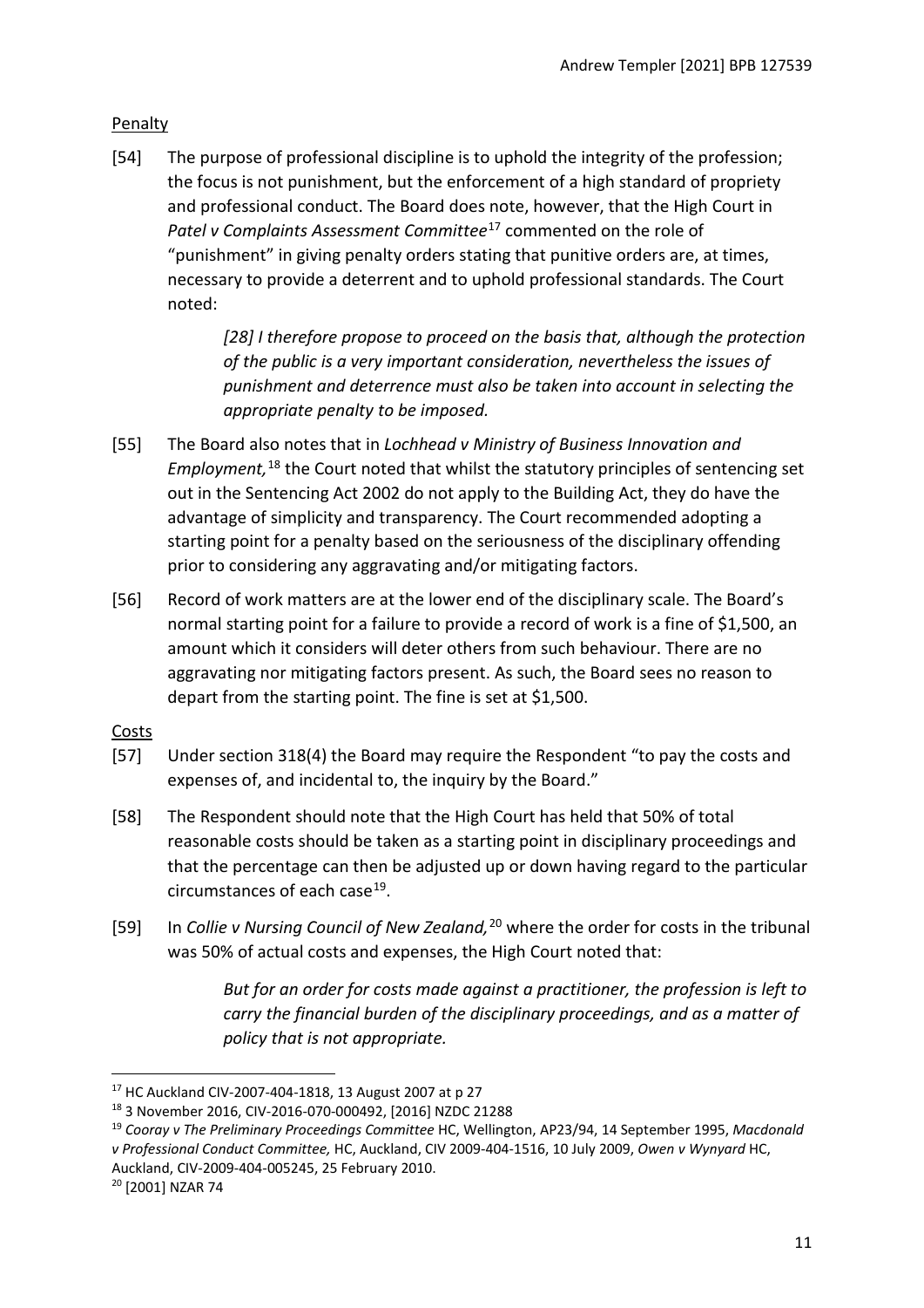Penalty

[54] The purpose of professional discipline is to uphold the integrity of the profession; the focus is not punishment, but the enforcement of a high standard of propriety and professional conduct. The Board does note, however, that the High Court in *Patel v Complaints Assessment Committee*[17] commented on the role of "punishment" in giving penalty orders stating that punitive orders are, at times, necessary to provide a deterrent and to uphold professional standards. The Court noted:

> *[28] I therefore propose to proceed on the basis that, although the protection of the public is a very important consideration, nevertheless the issues of punishment and deterrence must also be taken into account in selecting the appropriate penalty to be imposed.*

[55] The Board also notes that in *Lochhead v Ministry of Business Innovation and Employment,*[18] the Court noted that whilst the statutory principles of sentencing set out in the Sentencing Act 2002 do not apply to the Building Act, they do have the advantage of simplicity and transparency. The Court recommended adopting a starting point for a penalty based on the seriousness of the disciplinary offending prior to considering any aggravating and/or mitigating factors.

[56] Record of work matters are at the lower end of the disciplinary scale. The Board's normal starting point for a failure to provide a record of work is a fine of $1,500, an amount which it considers will deter others from such behaviour. There are no aggravating nor mitigating factors present. As such, the Board sees no reason to depart from the starting point. The fine is set at $1,500.

Costs

[57] Under section 318(4) the Board may require the Respondent "to pay the costs and expenses of, and incidental to, the inquiry by the Board."

[58] The Respondent should note that the High Court has held that 50% of total reasonable costs should be taken as a starting point in disciplinary proceedings and that the percentage can then be adjusted up or down having regard to the particular circumstances of each case[19].

[59] In *Collie v Nursing Council of New Zealand,*[20] where the order for costs in the tribunal was 50% of actual costs and expenses, the High Court noted that:

> *But for an order for costs made against a practitioner, the profession is left to carry the financial burden of the disciplinary proceedings, and as a matter of policy that is not appropriate.*

---

[17] HC Auckland CIV-2007-404-1818, 13 August 2007 at p 27

[18] 3 November 2016, CIV-2016-070-000492, [2016] NZDC 21288

[19] *Cooray v The Preliminary Proceedings Committee* HC, Wellington, AP23/94, 14 September 1995, *Macdonald v Professional Conduct Committee,* HC, Auckland, CIV 2009-404-1516, 10 July 2009, *Owen v Wynyard* HC, Auckland, CIV-2009-404-005245, 25 February 2010.

[20] [2001] NZAR 74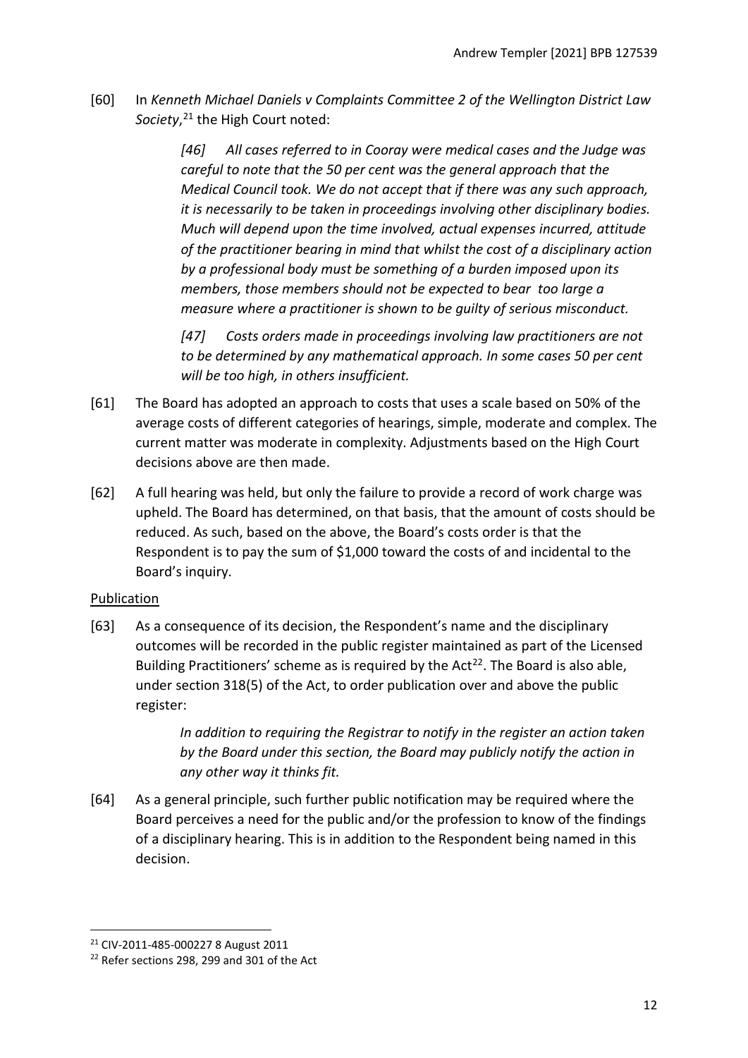[60] In *Kenneth Michael Daniels v Complaints Committee 2 of the Wellington District Law Society*,[21] the High Court noted:

> *[46] All cases referred to in Cooray were medical cases and the Judge was careful to note that the 50 per cent was the general approach that the Medical Council took. We do not accept that if there was any such approach, it is necessarily to be taken in proceedings involving other disciplinary bodies. Much will depend upon the time involved, actual expenses incurred, attitude of the practitioner bearing in mind that whilst the cost of a disciplinary action by a professional body must be something of a burden imposed upon its members, those members should not be expected to bear too large a measure where a practitioner is shown to be guilty of serious misconduct.*
>
> *[47] Costs orders made in proceedings involving law practitioners are not to be determined by any mathematical approach. In some cases 50 per cent will be too high, in others insufficient.*

[61] The Board has adopted an approach to costs that uses a scale based on 50% of the average costs of different categories of hearings, simple, moderate and complex. The current matter was moderate in complexity. Adjustments based on the High Court decisions above are then made.

[62] A full hearing was held, but only the failure to provide a record of work charge was upheld. The Board has determined, on that basis, that the amount of costs should be reduced. As such, based on the above, the Board's costs order is that the Respondent is to pay the sum of $1,000 toward the costs of and incidental to the Board's inquiry.

## Publication

[63] As a consequence of its decision, the Respondent's name and the disciplinary outcomes will be recorded in the public register maintained as part of the Licensed Building Practitioners' scheme as is required by the Act[22]. The Board is also able, under section 318(5) of the Act, to order publication over and above the public register:

> *In addition to requiring the Registrar to notify in the register an action taken by the Board under this section, the Board may publicly notify the action in any other way it thinks fit.*

[64] As a general principle, such further public notification may be required where the Board perceives a need for the public and/or the profession to know of the findings of a disciplinary hearing. This is in addition to the Respondent being named in this decision.

---

[21] CIV-2011-485-000227 8 August 2011

[22] Refer sections 298, 299 and 301 of the Act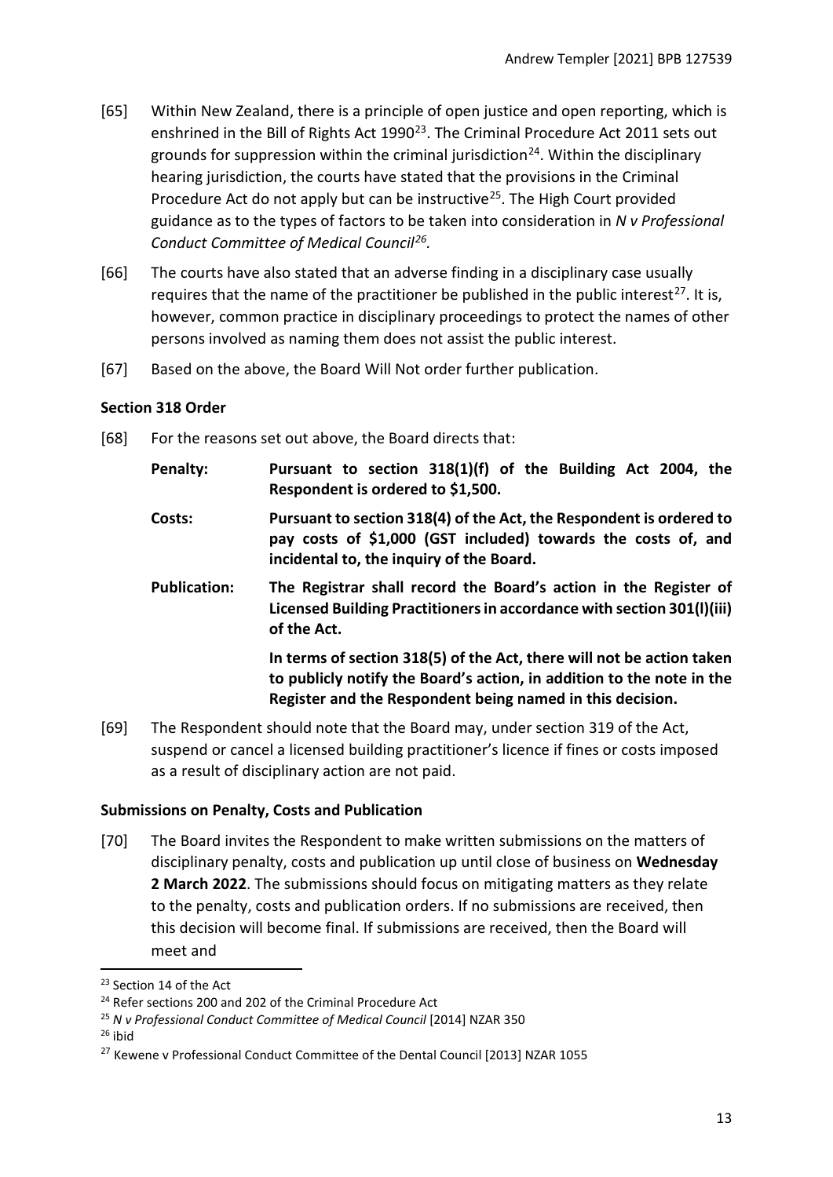[65] Within New Zealand, there is a principle of open justice and open reporting, which is enshrined in the Bill of Rights Act 1990[23]. The Criminal Procedure Act 2011 sets out grounds for suppression within the criminal jurisdiction[24]. Within the disciplinary hearing jurisdiction, the courts have stated that the provisions in the Criminal Procedure Act do not apply but can be instructive[25]. The High Court provided guidance as to the types of factors to be taken into consideration in *N v Professional Conduct Committee of Medical Council*[26].

[66] The courts have also stated that an adverse finding in a disciplinary case usually requires that the name of the practitioner be published in the public interest[27]. It is, however, common practice in disciplinary proceedings to protect the names of other persons involved as naming them does not assist the public interest.

[67] Based on the above, the Board Will Not order further publication.

### Section 318 Order

[68] For the reasons set out above, the Board directs that:

**Penalty:** **Pursuant to section 318(1)(f) of the Building Act 2004, the Respondent is ordered to $1,500.**

**Costs:** **Pursuant to section 318(4) of the Act, the Respondent is ordered to pay costs of $1,000 (GST included) towards the costs of, and incidental to, the inquiry of the Board.**

**Publication:** **The Registrar shall record the Board's action in the Register of Licensed Building Practitioners in accordance with section 301(l)(iii) of the Act.**

**In terms of section 318(5) of the Act, there will not be action taken to publicly notify the Board's action, in addition to the note in the Register and the Respondent being named in this decision.**

[69] The Respondent should note that the Board may, under section 319 of the Act, suspend or cancel a licensed building practitioner's licence if fines or costs imposed as a result of disciplinary action are not paid.

### Submissions on Penalty, Costs and Publication

[70] The Board invites the Respondent to make written submissions on the matters of disciplinary penalty, costs and publication up until close of business on **Wednesday 2 March 2022**. The submissions should focus on mitigating matters as they relate to the penalty, costs and publication orders. If no submissions are received, then this decision will become final. If submissions are received, then the Board will meet and

---

[23] Section 14 of the Act

[24] Refer sections 200 and 202 of the Criminal Procedure Act

[25] *N v Professional Conduct Committee of Medical Council* [2014] NZAR 350

[26] ibid

[27] Kewene v Professional Conduct Committee of the Dental Council [2013] NZAR 1055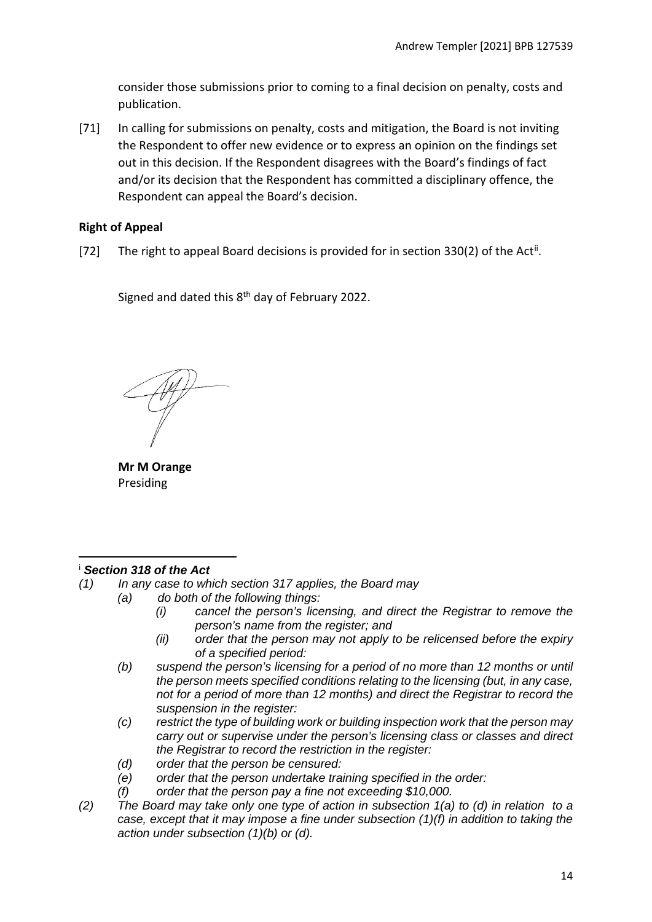consider those submissions prior to coming to a final decision on penalty, costs and publication.

[71] In calling for submissions on penalty, costs and mitigation, the Board is not inviting the Respondent to offer new evidence or to express an opinion on the findings set out in this decision. If the Respondent disagrees with the Board's findings of fact and/or its decision that the Respondent has committed a disciplinary offence, the Respondent can appeal the Board's decision.

**Right of Appeal**

[72] The right to appeal Board decisions is provided for in section 330(2) of the Act[ii].

Signed and dated this 8th day of February 2022.

**Mr M Orange**
Presiding

---

[i] ***Section 318 of the Act***

*(1) In any case to which section 317 applies, the Board may*

*(a) do both of the following things:*

*(i) cancel the person's licensing, and direct the Registrar to remove the person's name from the register; and*

*(ii) order that the person may not apply to be relicensed before the expiry of a specified period:*

*(b) suspend the person's licensing for a period of no more than 12 months or until the person meets specified conditions relating to the licensing (but, in any case, not for a period of more than 12 months) and direct the Registrar to record the suspension in the register:*

*(c) restrict the type of building work or building inspection work that the person may carry out or supervise under the person's licensing class or classes and direct the Registrar to record the restriction in the register:*

*(d) order that the person be censured:*

*(e) order that the person undertake training specified in the order:*

*(f) order that the person pay a fine not exceeding $10,000.*

*(2) The Board may take only one type of action in subsection 1(a) to (d) in relation to a case, except that it may impose a fine under subsection (1)(f) in addition to taking the action under subsection (1)(b) or (d).*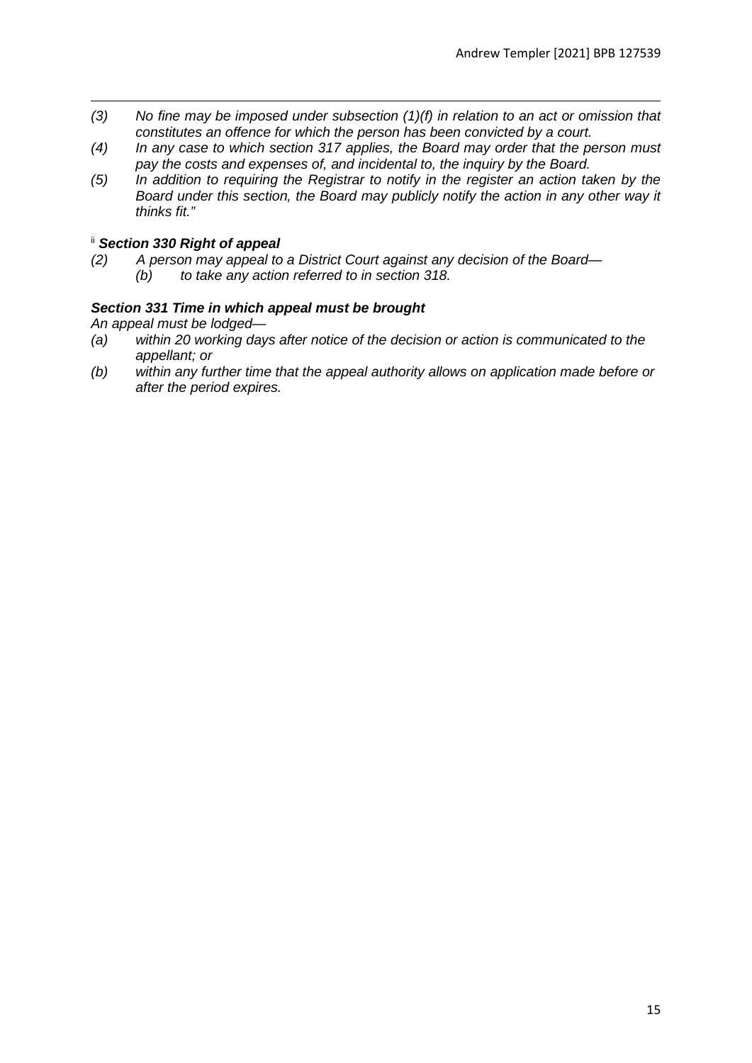*(3) No fine may be imposed under subsection (1)(f) in relation to an act or omission that constitutes an offence for which the person has been convicted by a court.*

*(4) In any case to which section 317 applies, the Board may order that the person must pay the costs and expenses of, and incidental to, the inquiry by the Board.*

*(5) In addition to requiring the Registrar to notify in the register an action taken by the Board under this section, the Board may publicly notify the action in any other way it thinks fit."*

[ii] ***Section 330 Right of appeal***

*(2) A person may appeal to a District Court against any decision of the Board—*

*(b) to take any action referred to in section 318.*

***Section 331 Time in which appeal must be brought***

*An appeal must be lodged—*

*(a) within 20 working days after notice of the decision or action is communicated to the appellant; or*

*(b) within any further time that the appeal authority allows on application made before or after the period expires.*